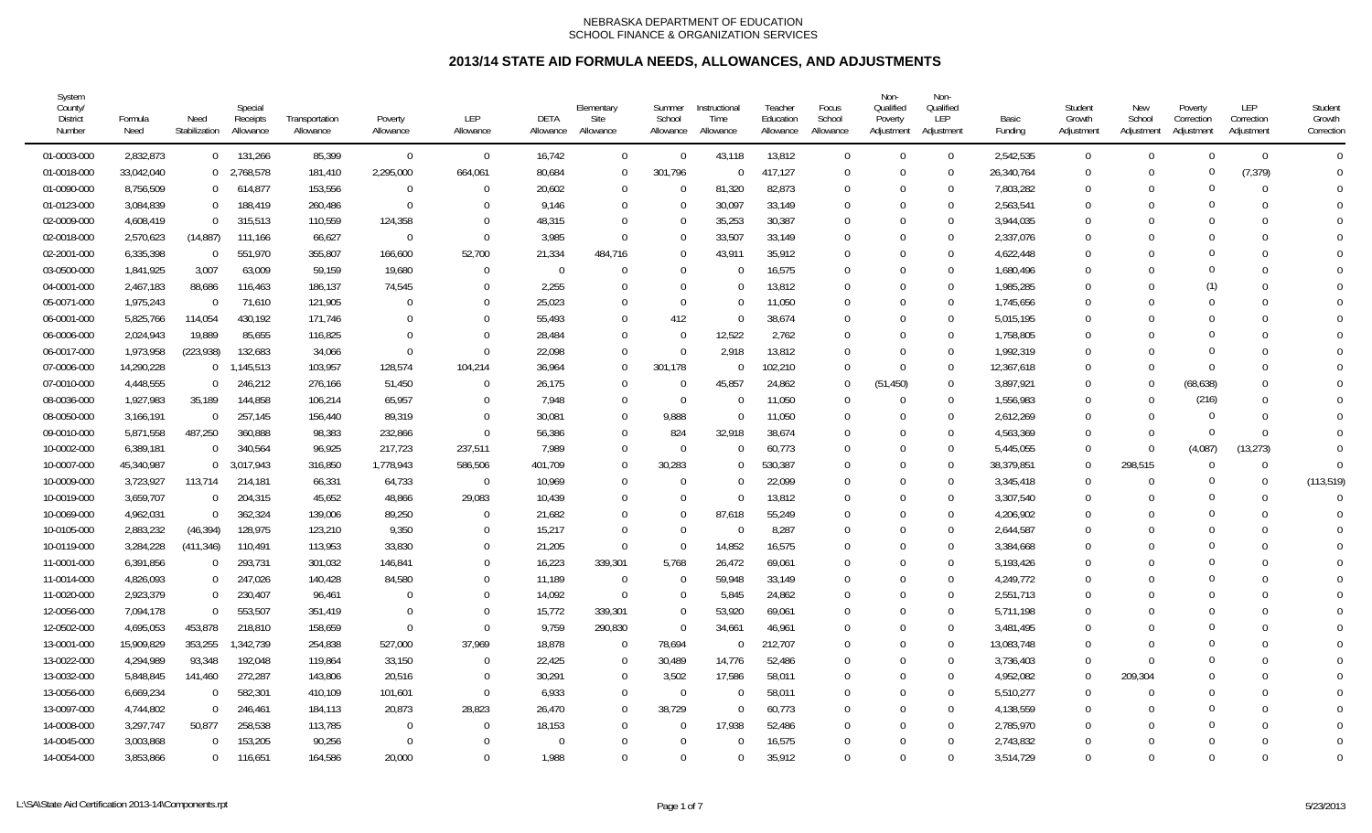NEBRASKA DEPARTMENT OF EDUCATION
SCHOOL FINANCE & ORGANIZATION SERVICES

# 2013/14 STATE AID FORMULA NEEDS, ALLOWANCES, AND ADJUSTMENTS

| System County/ District Number | Formula Need | Need Stabilization | Special Receipts Allowance | Transportation Allowance | Poverty Allowance | LEP Allowance | DETA Allowance | Elementary Site Allowance | Summer School Allowance | Instructional Time Allowance | Teacher Education Allowance | Focus School Allowance | Non-Qualified Poverty Adjustment | Non-Qualified LEP Adjustment | Basic Funding | Student Growth Adjustment | New School Adjustment | Poverty Correction Adjustment | LEP Correction Adjustment | Student Growth Correction |
|---|---|---|---|---|---|---|---|---|---|---|---|---|---|---|---|---|---|---|---|---|
| 01-0003-000 | 2,832,873 | 0 | 131,266 | 85,399 | 0 | 0 | 16,742 | 0 | 0 | 43,118 | 13,812 | 0 | 0 | 0 | 2,542,535 | 0 | 0 | 0 | 0 | 0 |
| 01-0018-000 | 33,042,040 | 0 | 2,768,578 | 181,410 | 2,295,000 | 664,061 | 80,684 | 0 | 301,796 | 0 | 417,127 | 0 | 0 | 0 | 26,340,764 | 0 | 0 | 0 | (7,379) | 0 |
| 01-0090-000 | 8,756,509 | 0 | 614,877 | 153,556 | 0 | 0 | 20,602 | 0 | 0 | 81,320 | 82,873 | 0 | 0 | 0 | 7,803,282 | 0 | 0 | 0 | 0 | 0 |
| 01-0123-000 | 3,084,839 | 0 | 188,419 | 260,486 | 0 | 0 | 9,146 | 0 | 0 | 30,097 | 33,149 | 0 | 0 | 0 | 2,563,541 | 0 | 0 | 0 | 0 | 0 |
| 02-0009-000 | 4,608,419 | 0 | 315,513 | 110,559 | 124,358 | 0 | 48,315 | 0 | 0 | 35,253 | 30,387 | 0 | 0 | 0 | 3,944,035 | 0 | 0 | 0 | 0 | 0 |
| 02-0018-000 | 2,570,623 | (14,887) | 111,166 | 66,627 | 0 | 0 | 3,985 | 0 | 0 | 33,507 | 33,149 | 0 | 0 | 0 | 2,337,076 | 0 | 0 | 0 | 0 | 0 |
| 02-2001-000 | 6,335,398 | 0 | 551,970 | 355,807 | 166,600 | 52,700 | 21,334 | 484,716 | 0 | 43,911 | 35,912 | 0 | 0 | 0 | 4,622,448 | 0 | 0 | 0 | 0 | 0 |
| 03-0500-000 | 1,841,925 | 3,007 | 63,009 | 59,159 | 19,680 | 0 | 0 | 0 | 0 | 0 | 16,575 | 0 | 0 | 0 | 1,680,496 | 0 | 0 | 0 | 0 | 0 |
| 04-0001-000 | 2,467,183 | 88,686 | 116,463 | 186,137 | 74,545 | 0 | 2,255 | 0 | 0 | 0 | 13,812 | 0 | 0 | 0 | 1,985,285 | 0 | 0 | (1) | 0 | 0 |
| 05-0071-000 | 1,975,243 | 0 | 71,610 | 121,905 | 0 | 0 | 25,023 | 0 | 0 | 0 | 11,050 | 0 | 0 | 0 | 1,745,656 | 0 | 0 | 0 | 0 | 0 |
| 06-0001-000 | 5,825,766 | 114,054 | 430,192 | 171,746 | 0 | 0 | 55,493 | 0 | 412 | 0 | 38,674 | 0 | 0 | 0 | 5,015,195 | 0 | 0 | 0 | 0 | 0 |
| 06-0006-000 | 2,024,943 | 19,889 | 85,655 | 116,825 | 0 | 0 | 28,484 | 0 | 0 | 12,522 | 2,762 | 0 | 0 | 0 | 1,758,805 | 0 | 0 | 0 | 0 | 0 |
| 06-0017-000 | 1,973,958 | (223,938) | 132,683 | 34,066 | 0 | 0 | 22,098 | 0 | 0 | 2,918 | 13,812 | 0 | 0 | 0 | 1,992,319 | 0 | 0 | 0 | 0 | 0 |
| 07-0006-000 | 14,290,228 | 0 | 1,145,513 | 103,957 | 128,574 | 104,214 | 36,964 | 0 | 301,178 | 0 | 102,210 | 0 | 0 | 0 | 12,367,618 | 0 | 0 | 0 | 0 | 0 |
| 07-0010-000 | 4,448,555 | 0 | 246,212 | 276,166 | 51,450 | 0 | 26,175 | 0 | 0 | 45,857 | 24,862 | 0 | (51,450) | 0 | 3,897,921 | 0 | 0 | (68,638) | 0 | 0 |
| 08-0036-000 | 1,927,983 | 35,189 | 144,858 | 106,214 | 65,957 | 0 | 7,948 | 0 | 0 | 0 | 11,050 | 0 | 0 | 0 | 1,556,983 | 0 | 0 | (216) | 0 | 0 |
| 08-0050-000 | 3,166,191 | 0 | 257,145 | 156,440 | 89,319 | 0 | 30,081 | 0 | 9,888 | 0 | 11,050 | 0 | 0 | 0 | 2,612,269 | 0 | 0 | 0 | 0 | 0 |
| 09-0010-000 | 5,871,558 | 487,250 | 360,888 | 98,383 | 232,866 | 0 | 56,386 | 0 | 824 | 32,918 | 38,674 | 0 | 0 | 0 | 4,563,369 | 0 | 0 | 0 | 0 | 0 |
| 10-0002-000 | 6,389,181 | 0 | 340,564 | 96,925 | 217,723 | 237,511 | 7,989 | 0 | 0 | 0 | 60,773 | 0 | 0 | 0 | 5,445,055 | 0 | 0 | (4,087) | (13,273) | 0 |
| 10-0007-000 | 45,340,987 | 0 | 3,017,943 | 316,850 | 1,778,943 | 586,506 | 401,709 | 0 | 30,283 | 0 | 530,387 | 0 | 0 | 0 | 38,379,851 | 0 | 298,515 | 0 | 0 | 0 |
| 10-0009-000 | 3,723,927 | 113,714 | 214,181 | 66,331 | 64,733 | 0 | 10,969 | 0 | 0 | 0 | 22,099 | 0 | 0 | 0 | 3,345,418 | 0 | 0 | 0 | 0 | (113,519) |
| 10-0019-000 | 3,659,707 | 0 | 204,315 | 45,652 | 48,866 | 29,083 | 10,439 | 0 | 0 | 0 | 13,812 | 0 | 0 | 0 | 3,307,540 | 0 | 0 | 0 | 0 | 0 |
| 10-0069-000 | 4,962,031 | 0 | 362,324 | 139,006 | 89,250 | 0 | 21,682 | 0 | 0 | 87,618 | 55,249 | 0 | 0 | 0 | 4,206,902 | 0 | 0 | 0 | 0 | 0 |
| 10-0105-000 | 2,883,232 | (46,394) | 128,975 | 123,210 | 9,350 | 0 | 15,217 | 0 | 0 | 0 | 8,287 | 0 | 0 | 0 | 2,644,587 | 0 | 0 | 0 | 0 | 0 |
| 10-0119-000 | 3,284,228 | (411,346) | 110,491 | 113,953 | 33,830 | 0 | 21,205 | 0 | 0 | 14,852 | 16,575 | 0 | 0 | 0 | 3,384,668 | 0 | 0 | 0 | 0 | 0 |
| 11-0001-000 | 6,391,856 | 0 | 293,731 | 301,032 | 146,841 | 0 | 16,223 | 339,301 | 5,768 | 26,472 | 69,061 | 0 | 0 | 0 | 5,193,426 | 0 | 0 | 0 | 0 | 0 |
| 11-0014-000 | 4,826,093 | 0 | 247,026 | 140,428 | 84,580 | 0 | 11,189 | 0 | 0 | 59,948 | 33,149 | 0 | 0 | 0 | 4,249,772 | 0 | 0 | 0 | 0 | 0 |
| 11-0020-000 | 2,923,379 | 0 | 230,407 | 96,461 | 0 | 0 | 14,092 | 0 | 0 | 5,845 | 24,862 | 0 | 0 | 0 | 2,551,713 | 0 | 0 | 0 | 0 | 0 |
| 12-0056-000 | 7,094,178 | 0 | 553,507 | 351,419 | 0 | 0 | 15,772 | 339,301 | 0 | 53,920 | 69,061 | 0 | 0 | 0 | 5,711,198 | 0 | 0 | 0 | 0 | 0 |
| 12-0502-000 | 4,695,053 | 453,878 | 218,810 | 158,659 | 0 | 0 | 9,759 | 290,830 | 0 | 34,661 | 46,961 | 0 | 0 | 0 | 3,481,495 | 0 | 0 | 0 | 0 | 0 |
| 13-0001-000 | 15,909,829 | 353,255 | 1,342,739 | 254,838 | 527,000 | 37,969 | 18,878 | 0 | 78,694 | 0 | 212,707 | 0 | 0 | 0 | 13,083,748 | 0 | 0 | 0 | 0 | 0 |
| 13-0022-000 | 4,294,989 | 93,348 | 192,048 | 119,864 | 33,150 | 0 | 22,425 | 0 | 30,489 | 14,776 | 52,486 | 0 | 0 | 0 | 3,736,403 | 0 | 0 | 0 | 0 | 0 |
| 13-0032-000 | 5,848,845 | 141,460 | 272,287 | 143,806 | 20,516 | 0 | 30,291 | 0 | 3,502 | 17,586 | 58,011 | 0 | 0 | 0 | 4,952,082 | 0 | 209,304 | 0 | 0 | 0 |
| 13-0056-000 | 6,669,234 | 0 | 582,301 | 410,109 | 101,601 | 0 | 6,933 | 0 | 0 | 0 | 58,011 | 0 | 0 | 0 | 5,510,277 | 0 | 0 | 0 | 0 | 0 |
| 13-0097-000 | 4,744,802 | 0 | 246,461 | 184,113 | 20,873 | 28,823 | 26,470 | 0 | 38,729 | 0 | 60,773 | 0 | 0 | 0 | 4,138,559 | 0 | 0 | 0 | 0 | 0 |
| 14-0008-000 | 3,297,747 | 50,877 | 258,538 | 113,785 | 0 | 0 | 18,153 | 0 | 0 | 17,938 | 52,486 | 0 | 0 | 0 | 2,785,970 | 0 | 0 | 0 | 0 | 0 |
| 14-0045-000 | 3,003,868 | 0 | 153,205 | 90,256 | 0 | 0 | 0 | 0 | 0 | 0 | 16,575 | 0 | 0 | 0 | 2,743,832 | 0 | 0 | 0 | 0 | 0 |
| 14-0054-000 | 3,853,866 | 0 | 116,651 | 164,586 | 20,000 | 0 | 1,988 | 0 | 0 | 0 | 35,912 | 0 | 0 | 0 | 3,514,729 | 0 | 0 | 0 | 0 | 0 |

L:\SA\State Aid Certification 2013-14\Components.rpt — 5/23/2013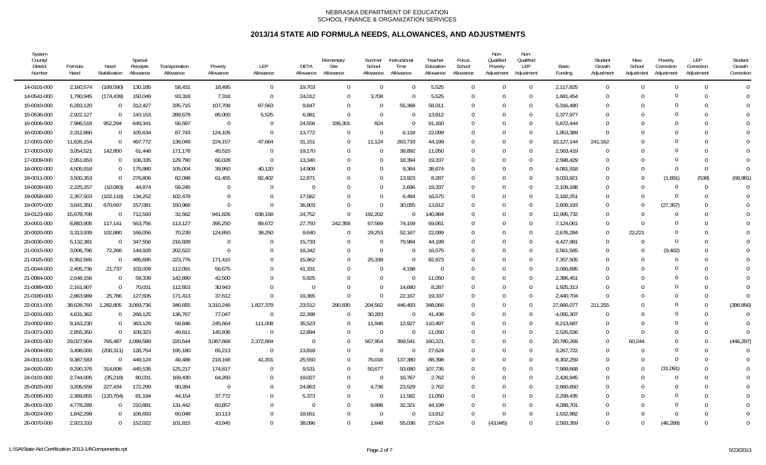NEBRASKA DEPARTMENT OF EDUCATION
SCHOOL FINANCE & ORGANIZATION SERVICES

# 2013/14 STATE AID FORMULA NEEDS, ALLOWANCES, AND ADJUSTMENTS

| System County/ District Number | Formula Need | Need Stabilization | Special Receipts Allowance | Transportation Allowance | Poverty Allowance | LEP Allowance | DETA Allowance | Elementary Site Allowance | Summer School Allowance | Instructional Time Allowance | Teacher Education Allowance | Focus School Allowance | Non-Qualified Poverty Adjustment | Non-Qualified LEP Adjustment | Basic Funding | Student Growth Adjustment | New School Adjustment | Poverty Correction Adjustment | LEP Correction Adjustment | Student Growth Correction |
|---|---|---|---|---|---|---|---|---|---|---|---|---|---|---|---|---|---|---|---|---|
| 14-0101-000 | 2,160,574 | (189,590) | 130,185 | 58,431 | 18,495 | 0 | 19,703 | 0 | 0 | 0 | 5,525 | 0 | 0 | 0 | 2,117,825 | 0 | 0 | 0 | 0 | 0 |
| 14-0541-000 | 1,790,945 | (174,439) | 150,049 | 93,318 | 7,318 | 0 | 24,012 | 0 | 3,708 | 0 | 5,525 | 0 | 0 | 0 | 1,681,454 | 0 | 0 | 0 | 0 | 0 |
| 15-0010-000 | 6,283,120 | 0 | 312,427 | 335,715 | 107,708 | 87,563 | 9,847 | 0 | 0 | 55,368 | 58,011 | 0 | 0 | 0 | 5,316,480 | 0 | 0 | 0 | 0 | 0 |
| 15-0536-000 | 2,922,127 | 0 | 143,153 | 289,679 | 85,000 | 5,525 | 6,981 | 0 | 0 | 0 | 13,812 | 0 | 0 | 0 | 2,377,977 | 0 | 0 | 0 | 0 | 0 |
| 16-0006-000 | 7,986,518 | 952,294 | 649,341 | 56,597 | 0 | 0 | 24,556 | 339,301 | 824 | 0 | 91,160 | 0 | 0 | 0 | 5,872,444 | 0 | 0 | 0 | 0 | 0 |
| 16-0030-000 | 2,312,860 | 0 | 105,634 | 87,743 | 124,105 | 0 | 13,772 | 0 | 0 | 6,118 | 22,099 | 0 | 0 | 0 | 1,953,389 | 0 | 0 | 0 | 0 | 0 |
| 17-0001-000 | 11,626,154 | 0 | 497,772 | 138,049 | 224,157 | 47,664 | 31,151 | 0 | 11,124 | 263,733 | 44,199 | 0 | 0 | 0 | 10,127,144 | 241,162 | 0 | 0 | 0 | 0 |
| 17-0003-000 | 3,054,521 | 142,850 | 61,448 | 171,178 | 45,515 | 0 | 19,170 | 0 | 0 | 39,892 | 11,050 | 0 | 0 | 0 | 2,563,419 | 0 | 0 | 0 | 0 | 0 |
| 17-0009-000 | 2,951,653 | 0 | 106,335 | 129,790 | 66,028 | 0 | 13,340 | 0 | 0 | 18,394 | 19,337 | 0 | 0 | 0 | 2,598,429 | 0 | 0 | 0 | 0 | 0 |
| 18-0002-000 | 4,505,918 | 0 | 175,980 | 105,004 | 39,950 | 40,120 | 14,909 | 0 | 0 | 9,364 | 38,674 | 0 | 0 | 0 | 4,081,918 | 0 | 0 | 0 | 0 | 0 |
| 18-0011-000 | 3,500,353 | 0 | 276,806 | 82,098 | 61,455 | 82,402 | 12,871 | 0 | 0 | 13,923 | 8,287 | 0 | 0 | 0 | 3,033,921 | 0 | 0 | (1,891) | (538) | (68,981) |
| 19-0039-000 | 2,225,257 | (10,083) | 44,874 | 59,245 | 0 | 0 | 0 | 0 | 0 | 2,696 | 19,337 | 0 | 0 | 0 | 2,109,188 | 0 | 0 | 0 | 0 | 0 |
| 19-0058-000 | 2,357,503 | (102,118) | 134,252 | 102,478 | 0 | 0 | 17,582 | 0 | 0 | 6,484 | 16,575 | 0 | 0 | 0 | 2,182,251 | 0 | 0 | 0 | 0 | 0 |
| 19-0070-000 | 3,641,350 | 670,697 | 157,081 | 150,966 | 0 | 0 | 36,903 | 0 | 0 | 30,055 | 13,812 | 0 | 0 | 0 | 2,609,193 | 0 | 0 | (27,357) | 0 | 0 |
| 19-0123-000 | 15,678,708 | 0 | 712,593 | 32,562 | 941,826 | 638,158 | 24,752 | 0 | 192,202 | 0 | 140,884 | 0 | 0 | 0 | 12,995,732 | 0 | 0 | 0 | 0 | 0 |
| 20-0001-000 | 8,883,905 | 117,141 | 563,756 | 113,127 | 395,250 | 89,672 | 27,750 | 242,358 | 67,569 | 74,159 | 69,061 | 0 | 0 | 0 | 7,124,061 | 0 | 0 | 0 | 0 | 0 |
| 20-0020-000 | 3,313,939 | 102,880 | 166,056 | 70,239 | 124,850 | 38,250 | 9,640 | 0 | 29,253 | 52,167 | 22,099 | 0 | 0 | 0 | 2,676,284 | 0 | 22,221 | 0 | 0 | 0 |
| 20-0030-000 | 5,132,381 | 0 | 347,556 | 216,928 | 0 | 0 | 15,733 | 0 | 0 | 79,984 | 44,199 | 0 | 0 | 0 | 4,427,981 | 0 | 0 | 0 | 0 | 0 |
| 21-0015-000 | 3,006,796 | 72,266 | 144,928 | 202,522 | 0 | 0 | 18,342 | 0 | 0 | 0 | 16,575 | 0 | 0 | 0 | 2,561,565 | 0 | 0 | (9,402) | 0 | 0 |
| 21-0025-000 | 8,362,565 | 0 | 485,695 | 223,776 | 171,415 | 0 | 15,962 | 0 | 25,339 | 0 | 82,873 | 0 | 0 | 0 | 7,357,505 | 0 | 0 | 0 | 0 | 0 |
| 21-0044-000 | 2,405,736 | 21,737 | 103,009 | 112,091 | 56,675 | 0 | 41,331 | 0 | 0 | 4,198 | 0 | 0 | 0 | 0 | 2,066,695 | 0 | 0 | 0 | 0 | 0 |
| 21-0084-000 | 2,648,156 | 0 | 59,339 | 142,890 | 42,500 | 0 | 5,925 | 0 | 0 | 0 | 11,050 | 0 | 0 | 0 | 2,386,451 | 0 | 0 | 0 | 0 | 0 |
| 21-0089-000 | 2,161,907 | 0 | 70,031 | 112,653 | 30,943 | 0 | 0 | 0 | 0 | 14,680 | 8,287 | 0 | 0 | 0 | 1,925,313 | 0 | 0 | 0 | 0 | 0 |
| 21-0180-000 | 2,863,989 | 25,786 | 127,605 | 171,413 | 37,612 | 0 | 19,365 | 0 | 0 | 22,167 | 19,337 | 0 | 0 | 0 | 2,440,704 | 0 | 0 | 0 | 0 | 0 |
| 22-0011-000 | 38,628,760 | 1,282,805 | 3,069,736 | 346,655 | 3,310,248 | 1,827,379 | 23,512 | 290,830 | 204,562 | 446,493 | 348,066 | 0 | 0 | 0 | 27,666,077 | 211,255 | 0 | 0 | 0 | (398,856) |
| 22-0031-000 | 4,631,362 | 0 | 268,125 | 136,767 | 77,047 | 0 | 22,398 | 0 | 30,283 | 0 | 41,436 | 0 | 0 | 0 | 4,055,307 | 0 | 0 | 0 | 0 | 0 |
| 23-0002-000 | 9,163,230 | 0 | 363,129 | 58,846 | 245,664 | 111,008 | 35,523 | 0 | 11,948 | 12,927 | 110,497 | 0 | 0 | 0 | 8,213,687 | 0 | 0 | 0 | 0 | 0 |
| 23-0071-000 | 2,855,350 | 0 | 109,323 | 49,611 | 145,936 | 0 | 12,894 | 0 | 0 | 0 | 11,050 | 0 | 0 | 0 | 2,526,536 | 0 | 0 | 0 | 0 | 0 |
| 24-0001-000 | 29,027,904 | 765,487 | 1,089,589 | 220,544 | 3,087,668 | 2,372,684 | 0 | 0 | 567,954 | 369,541 | 160,221 | 0 | 0 | 0 | 20,780,269 | 0 | 60,244 | 0 | 0 | (446,297) |
| 24-0004-000 | 3,498,000 | (200,311) | 128,754 | 195,180 | 65,213 | 0 | 13,818 | 0 | 0 | 0 | 27,624 | 0 | 0 | 0 | 3,267,722 | 0 | 0 | 0 | 0 | 0 |
| 24-0011-000 | 9,387,583 | 0 | 449,124 | 49,488 | 218,168 | 41,201 | 25,550 | 0 | 76,016 | 137,380 | 88,398 | 0 | 0 | 0 | 8,302,259 | 0 | 0 | 0 | 0 | 0 |
| 24-0020-000 | 9,290,376 | 314,608 | 445,535 | 125,217 | 174,817 | 0 | 9,531 | 0 | 50,677 | 93,680 | 107,735 | 0 | 0 | 0 | 7,999,668 | 0 | 0 | (31,091) | 0 | 0 |
| 24-0101-000 | 2,744,005 | (35,218) | 80,031 | 169,430 | 64,260 | 0 | 19,027 | 0 | 0 | 16,767 | 2,762 | 0 | 0 | 0 | 2,426,945 | 0 | 0 | 0 | 0 | 0 |
| 25-0025-000 | 3,206,559 | 227,434 | 172,299 | 90,284 | 0 | 0 | 24,863 | 0 | 4,738 | 23,529 | 2,762 | 0 | 0 | 0 | 2,660,650 | 0 | 0 | 0 | 0 | 0 |
| 25-0095-000 | 2,369,855 | (120,704) | 81,194 | 44,154 | 37,772 | 0 | 5,373 | 0 | 0 | 11,582 | 11,050 | 0 | 0 | 0 | 2,299,435 | 0 | 0 | 0 | 0 | 0 |
| 26-0001-000 | 4,778,289 | 0 | 210,881 | 131,442 | 60,857 | 0 | 0 | 0 | 9,888 | 32,321 | 44,199 | 0 | 0 | 0 | 4,288,701 | 0 | 0 | 0 | 0 | 0 |
| 26-0024-000 | 1,842,299 | 0 | 106,693 | 60,048 | 10,113 | 0 | 18,651 | 0 | 0 | 0 | 13,812 | 0 | 0 | 0 | 1,632,982 | 0 | 0 | 0 | 0 | 0 |
| 26-0070-000 | 2,923,333 | 0 | 152,022 | 101,815 | 43,945 | 0 | 38,096 | 0 | 1,648 | 55,036 | 27,624 | 0 | (43,945) | 0 | 2,593,359 | 0 | 0 | (46,268) | 0 | 0 |

L:\SA\State Aid Certification 2013-14\Components.rpt 5/23/2013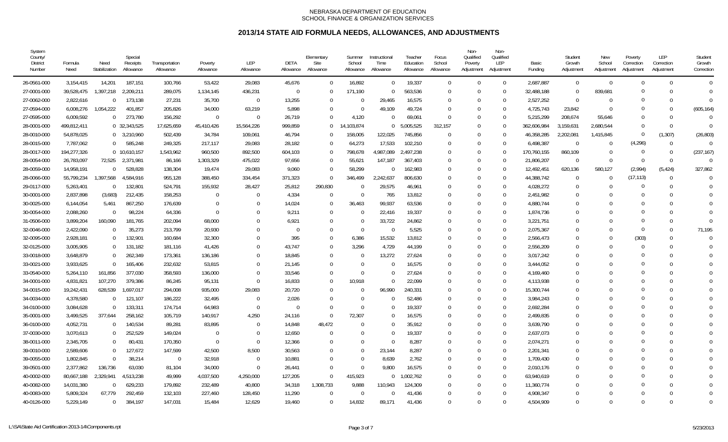NEBRASKA DEPARTMENT OF EDUCATION
SCHOOL FINANCE & ORGANIZATION SERVICES

# 2013/14 STATE AID FORMULA NEEDS, ALLOWANCES, AND ADJUSTMENTS

| System County/ District Number | Formula Need | Need Stabilization | Special Receipts Allowance | Transportation Allowance | Poverty Allowance | LEP Allowance | DETA Allowance | Elementary Site Allowance | Summer School Allowance | Instructional Time Allowance | Teacher Education Allowance | Focus School Allowance | Non-Qualified Poverty Adjustment | Non-Qualified LEP Adjustment | Basic Funding | Student Growth Adjustment | New School Adjustment | Poverty Correction Adjustment | LEP Correction Adjustment | Student Growth Correction |
|---|---|---|---|---|---|---|---|---|---|---|---|---|---|---|---|---|---|---|---|---|
| 26-0561-000 | 3,154,415 | 14,201 | 187,151 | 100,766 | 53,422 | 29,083 | 45,676 | 0 | 16,892 | 0 | 19,337 | 0 | 0 | 0 | 2,687,887 | 0 | 0 | 0 | 0 | 0 |
| 27-0001-000 | 39,528,475 | 1,397,218 | 2,209,211 | 289,075 | 1,134,145 | 436,231 | 0 | 0 | 171,190 | 0 | 563,536 | 0 | 0 | 0 | 32,488,188 | 0 | 839,681 | 0 | 0 | 0 |
| 27-0062-000 | 2,822,616 | 0 | 173,138 | 27,231 | 35,700 | 0 | 13,255 | 0 | 0 | 29,465 | 16,575 | 0 | 0 | 0 | 2,527,252 | 0 | 0 | 0 | 0 | 0 |
| 27-0594-000 | 6,008,276 | 1,054,222 | 401,857 | 205,826 | 34,000 | 63,219 | 5,898 | 0 | 0 | 49,109 | 49,724 | 0 | 0 | 0 | 4,725,743 | 23,842 | 0 | 0 | 0 | (605,164) |
| 27-0595-000 | 6,009,592 | 0 | 273,780 | 156,292 | 0 | 0 | 26,719 | 0 | 4,120 | 0 | 69,061 | 0 | 0 | 0 | 5,215,299 | 208,674 | 55,646 | 0 | 0 | 0 |
| 28-0001-000 | 499,812,411 | 0 | 32,343,525 | 17,625,659 | 45,410,426 | 15,564,226 | 999,859 | 0 | 14,103,874 | 0 | 5,005,525 | 312,157 | 0 | 0 | 362,606,984 | 3,159,631 | 2,680,544 | 0 | 0 | 0 |
| 28-0010-000 | 54,878,025 | 0 | 3,210,960 | 502,439 | 34,784 | 109,061 | 46,794 | 0 | 158,005 | 122,025 | 745,856 | 0 | 0 | 0 | 46,358,285 | 2,202,081 | 1,415,845 | 0 | (1,307) | (26,803) |
| 28-0015-000 | 7,787,062 | 0 | 585,248 | 249,325 | 217,117 | 29,083 | 28,182 | 0 | 64,273 | 17,533 | 102,210 | 0 | 0 | 0 | 6,498,387 | 0 | 0 | (4,296) | 0 | 0 |
| 28-0017-000 | 194,277,326 | 0 | 10,610,157 | 1,543,962 | 960,500 | 892,500 | 604,103 | 0 | 798,678 | 4,987,089 | 2,497,238 | 0 | 0 | 0 | 170,760,155 | 860,109 | 0 | 0 | 0 | (237,167) |
| 28-0054-000 | 26,783,097 | 72,525 | 2,371,981 | 86,166 | 1,303,329 | 475,022 | 97,656 | 0 | 55,621 | 147,187 | 367,403 | 0 | 0 | 0 | 21,806,207 | 0 | 0 | 0 | 0 | 0 |
| 28-0059-000 | 14,958,191 | 0 | 528,828 | 138,304 | 19,474 | 29,083 | 9,060 | 0 | 58,299 | 0 | 162,983 | 0 | 0 | 0 | 12,492,451 | 620,136 | 580,127 | (2,994) | (5,424) | 327,862 |
| 28-0066-000 | 55,799,234 | 1,397,568 | 4,584,916 | 955,128 | 388,450 | 334,454 | 371,323 | 0 | 346,499 | 2,242,637 | 806,630 | 0 | 0 | 0 | 44,388,742 | 0 | 0 | (17,113) | 0 | 0 |
| 29-0117-000 | 5,263,401 | 0 | 132,801 | 524,791 | 155,932 | 28,427 | 25,812 | 290,830 | 0 | 29,575 | 46,961 | 0 | 0 | 0 | 4,028,272 | 0 | 0 | 0 | 0 | 0 |
| 30-0001-000 | 2,837,898 | (3,683) | 212,435 | 158,253 | 0 | 0 | 4,334 | 0 | 0 | 765 | 13,812 | 0 | 0 | 0 | 2,451,982 | 0 | 0 | 0 | 0 | 0 |
| 30-0025-000 | 6,144,054 | 5,461 | 867,250 | 176,639 | 0 | 0 | 14,024 | 0 | 36,463 | 99,937 | 63,536 | 0 | 0 | 0 | 4,880,744 | 0 | 0 | 0 | 0 | 0 |
| 30-0054-000 | 2,088,260 | 0 | 98,224 | 64,336 | 0 | 0 | 9,211 | 0 | 0 | 22,416 | 19,337 | 0 | 0 | 0 | 1,874,736 | 0 | 0 | 0 | 0 | 0 |
| 31-0506-000 | 3,899,204 | 160,090 | 181,765 | 202,094 | 68,000 | 0 | 6,921 | 0 | 0 | 33,722 | 24,862 | 0 | 0 | 0 | 3,221,751 | 0 | 0 | 0 | 0 | 0 |
| 32-0046-000 | 2,422,090 | 0 | 35,273 | 213,799 | 20,930 | 0 | 0 | 0 | 0 | 0 | 5,525 | 0 | 0 | 0 | 2,075,367 | 0 | 0 | 0 | 0 | 71,195 |
| 32-0095-000 | 2,928,181 | 0 | 132,901 | 160,684 | 32,300 | 0 | 395 | 0 | 6,386 | 15,532 | 13,812 | 0 | 0 | 0 | 2,566,473 | 0 | 0 | (303) | 0 | 0 |
| 32-0125-000 | 3,005,905 | 0 | 131,182 | 181,116 | 41,426 | 0 | 43,747 | 0 | 3,296 | 4,729 | 44,199 | 0 | 0 | 0 | 2,556,209 | 0 | 0 | 0 | 0 | 0 |
| 33-0018-000 | 3,648,879 | 0 | 262,349 | 173,361 | 136,186 | 0 | 18,845 | 0 | 0 | 13,272 | 27,624 | 0 | 0 | 0 | 3,017,242 | 0 | 0 | 0 | 0 | 0 |
| 33-0021-000 | 3,933,625 | 0 | 165,406 | 232,632 | 53,815 | 0 | 21,145 | 0 | 0 | 0 | 16,575 | 0 | 0 | 0 | 3,444,052 | 0 | 0 | 0 | 0 | 0 |
| 33-0540-000 | 5,264,110 | 161,856 | 377,030 | 358,593 | 136,000 | 0 | 33,546 | 0 | 0 | 0 | 27,624 | 0 | 0 | 0 | 4,169,460 | 0 | 0 | 0 | 0 | 0 |
| 34-0001-000 | 4,831,821 | 107,270 | 379,386 | 86,245 | 95,131 | 0 | 16,833 | 0 | 10,918 | 0 | 22,099 | 0 | 0 | 0 | 4,113,938 | 0 | 0 | 0 | 0 | 0 |
| 34-0015-000 | 19,242,431 | 628,539 | 1,697,017 | 294,008 | 935,000 | 29,083 | 20,720 | 0 | 0 | 96,990 | 240,331 | 0 | 0 | 0 | 15,300,744 | 0 | 0 | 0 | 0 | 0 |
| 34-0034-000 | 4,378,580 | 0 | 121,107 | 186,222 | 32,495 | 0 | 2,026 | 0 | 0 | 0 | 52,486 | 0 | 0 | 0 | 3,984,243 | 0 | 0 | 0 | 0 | 0 |
| 34-0100-000 | 3,084,628 | 0 | 133,311 | 174,714 | 64,983 | 0 | 0 | 0 | 0 | 0 | 19,337 | 0 | 0 | 0 | 2,692,284 | 0 | 0 | 0 | 0 | 0 |
| 35-0001-000 | 3,499,525 | 377,644 | 258,162 | 105,719 | 140,917 | 4,250 | 24,116 | 0 | 72,307 | 0 | 16,575 | 0 | 0 | 0 | 2,499,835 | 0 | 0 | 0 | 0 | 0 |
| 36-0100-000 | 4,052,731 | 0 | 140,534 | 89,281 | 83,895 | 0 | 14,848 | 48,472 | 0 | 0 | 35,912 | 0 | 0 | 0 | 3,639,790 | 0 | 0 | 0 | 0 | 0 |
| 37-0030-000 | 3,070,613 | 0 | 252,529 | 149,024 | 0 | 0 | 12,650 | 0 | 0 | 0 | 19,337 | 0 | 0 | 0 | 2,637,073 | 0 | 0 | 0 | 0 | 0 |
| 38-0011-000 | 2,345,705 | 0 | 80,431 | 170,350 | 0 | 0 | 12,366 | 0 | 0 | 0 | 8,287 | 0 | 0 | 0 | 2,074,271 | 0 | 0 | 0 | 0 | 0 |
| 39-0010-000 | 2,589,606 | 0 | 127,672 | 147,599 | 42,500 | 8,500 | 30,563 | 0 | 0 | 23,144 | 8,287 | 0 | 0 | 0 | 2,201,341 | 0 | 0 | 0 | 0 | 0 |
| 39-0055-000 | 1,802,845 | 0 | 38,214 | 0 | 32,918 | 0 | 10,881 | 0 | 0 | 8,639 | 2,762 | 0 | 0 | 0 | 1,709,430 | 0 | 0 | 0 | 0 | 0 |
| 39-0501-000 | 2,377,862 | 136,736 | 63,030 | 81,104 | 34,000 | 0 | 26,441 | 0 | 0 | 9,800 | 16,575 | 0 | 0 | 0 | 2,010,176 | 0 | 0 | 0 | 0 | 0 |
| 40-0002-000 | 80,667,188 | 2,329,941 | 4,513,238 | 49,999 | 4,037,500 | 4,250,000 | 127,205 | 0 | 415,923 | 0 | 1,002,762 | 0 | 0 | 0 | 63,940,619 | 0 | 0 | 0 | 0 | 0 |
| 40-0082-000 | 14,031,380 | 0 | 629,233 | 179,892 | 232,489 | 40,800 | 34,318 | 1,308,733 | 9,888 | 110,943 | 124,309 | 0 | 0 | 0 | 11,360,774 | 0 | 0 | 0 | 0 | 0 |
| 40-0083-000 | 5,809,324 | 67,779 | 292,459 | 132,103 | 227,460 | 128,450 | 11,290 | 0 | 0 | 0 | 41,436 | 0 | 0 | 0 | 4,908,347 | 0 | 0 | 0 | 0 | 0 |
| 40-0126-000 | 5,229,149 | 0 | 384,197 | 147,031 | 15,484 | 12,629 | 19,460 | 0 | 14,832 | 89,171 | 41,436 | 0 | 0 | 0 | 4,504,909 | 0 | 0 | 0 | 0 | 0 |

L:\SA\State Aid Certification 2013-14\Components.rpt 5/23/2013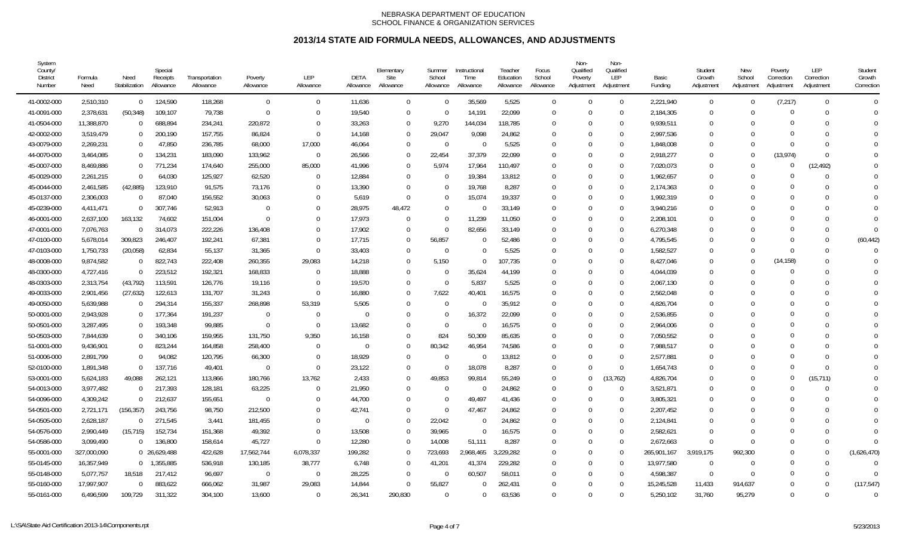NEBRASKA DEPARTMENT OF EDUCATION
SCHOOL FINANCE & ORGANIZATION SERVICES

# 2013/14 STATE AID FORMULA NEEDS, ALLOWANCES, AND ADJUSTMENTS

| System County/ District Number | Formula Need | Need Stabilization | Special Receipts Allowance | Transportation Allowance | Poverty Allowance | LEP Allowance | DETA Allowance | Elementary Site Allowance | Summer School Allowance | Instructional Time Allowance | Teacher Education Allowance | Focus School Allowance | Non-Qualified Poverty Adjustment | Non-Qualified LEP Adjustment | Basic Funding | Student Growth Adjustment | New School Adjustment | Poverty Correction Adjustment | LEP Correction Adjustment | Student Growth Correction |
|---|---|---|---|---|---|---|---|---|---|---|---|---|---|---|---|---|---|---|---|---|
| 41-0002-000 | 2,510,310 | 0 | 124,590 | 118,268 | 0 | 0 | 11,636 | 0 | 0 | 35,569 | 5,525 | 0 | 0 | 0 | 2,221,940 | 0 | 0 | (7,217) | 0 | 0 |
| 41-0091-000 | 2,378,631 | (50,348) | 109,107 | 79,738 | 0 | 0 | 19,540 | 0 | 0 | 14,191 | 22,099 | 0 | 0 | 0 | 2,184,305 | 0 | 0 | 0 | 0 | 0 |
| 41-0504-000 | 11,388,870 | 0 | 688,894 | 234,241 | 220,872 | 0 | 33,263 | 0 | 9,270 | 144,034 | 118,785 | 0 | 0 | 0 | 9,939,511 | 0 | 0 | 0 | 0 | 0 |
| 42-0002-000 | 3,519,479 | 0 | 200,190 | 157,755 | 86,824 | 0 | 14,168 | 0 | 29,047 | 9,098 | 24,862 | 0 | 0 | 0 | 2,997,536 | 0 | 0 | 0 | 0 | 0 |
| 43-0079-000 | 2,269,231 | 0 | 47,850 | 236,785 | 68,000 | 17,000 | 46,064 | 0 | 0 | 0 | 5,525 | 0 | 0 | 0 | 1,848,008 | 0 | 0 | 0 | 0 | 0 |
| 44-0070-000 | 3,464,085 | 0 | 134,231 | 183,090 | 133,962 | 0 | 26,566 | 0 | 22,454 | 37,379 | 22,099 | 0 | 0 | 0 | 2,918,277 | 0 | 0 | (13,974) | 0 | 0 |
| 45-0007-000 | 8,469,886 | 0 | 771,234 | 174,640 | 255,000 | 85,000 | 41,996 | 0 | 5,974 | 17,964 | 110,497 | 0 | 0 | 0 | 7,020,073 | 0 | 0 | 0 | (12,492) | 0 |
| 45-0029-000 | 2,261,215 | 0 | 64,030 | 125,927 | 62,520 | 0 | 12,884 | 0 | 0 | 19,384 | 13,812 | 0 | 0 | 0 | 1,962,657 | 0 | 0 | 0 | 0 | 0 |
| 45-0044-000 | 2,461,585 | (42,885) | 123,910 | 91,575 | 73,176 | 0 | 13,390 | 0 | 0 | 19,768 | 8,287 | 0 | 0 | 0 | 2,174,363 | 0 | 0 | 0 | 0 | 0 |
| 45-0137-000 | 2,306,003 | 0 | 87,040 | 156,552 | 30,063 | 0 | 5,619 | 0 | 0 | 15,074 | 19,337 | 0 | 0 | 0 | 1,992,319 | 0 | 0 | 0 | 0 | 0 |
| 45-0239-000 | 4,411,471 | 0 | 307,746 | 52,913 | 0 | 0 | 28,975 | 48,472 | 0 | 0 | 33,149 | 0 | 0 | 0 | 3,940,216 | 0 | 0 | 0 | 0 | 0 |
| 46-0001-000 | 2,637,100 | 163,132 | 74,602 | 151,004 | 0 | 0 | 17,973 | 0 | 0 | 11,239 | 11,050 | 0 | 0 | 0 | 2,208,101 | 0 | 0 | 0 | 0 | 0 |
| 47-0001-000 | 7,076,763 | 0 | 314,073 | 222,226 | 136,408 | 0 | 17,902 | 0 | 0 | 82,656 | 33,149 | 0 | 0 | 0 | 6,270,348 | 0 | 0 | 0 | 0 | 0 |
| 47-0100-000 | 5,678,014 | 309,823 | 246,407 | 192,241 | 67,381 | 0 | 17,715 | 0 | 56,857 | 0 | 52,486 | 0 | 0 | 0 | 4,795,545 | 0 | 0 | 0 | 0 | (60,442) |
| 47-0103-000 | 1,750,733 | (20,058) | 62,834 | 55,137 | 31,365 | 0 | 33,403 | 0 | 0 | 0 | 5,525 | 0 | 0 | 0 | 1,582,527 | 0 | 0 | 0 | 0 | 0 |
| 48-0008-000 | 9,874,582 | 0 | 822,743 | 222,408 | 260,355 | 29,083 | 14,218 | 0 | 5,150 | 0 | 107,735 | 0 | 0 | 0 | 8,427,046 | 0 | 0 | (14,158) | 0 | 0 |
| 48-0300-000 | 4,727,416 | 0 | 223,512 | 192,321 | 168,833 | 0 | 18,888 | 0 | 0 | 35,624 | 44,199 | 0 | 0 | 0 | 4,044,039 | 0 | 0 | 0 | 0 | 0 |
| 48-0303-000 | 2,313,754 | (43,792) | 113,591 | 126,776 | 19,116 | 0 | 19,570 | 0 | 0 | 5,837 | 5,525 | 0 | 0 | 0 | 2,067,130 | 0 | 0 | 0 | 0 | 0 |
| 49-0033-000 | 2,901,456 | (27,632) | 122,613 | 131,707 | 31,243 | 0 | 16,880 | 0 | 7,622 | 40,401 | 16,575 | 0 | 0 | 0 | 2,562,048 | 0 | 0 | 0 | 0 | 0 |
| 49-0050-000 | 5,639,988 | 0 | 294,314 | 155,337 | 268,898 | 53,319 | 5,505 | 0 | 0 | 0 | 35,912 | 0 | 0 | 0 | 4,826,704 | 0 | 0 | 0 | 0 | 0 |
| 50-0001-000 | 2,943,928 | 0 | 177,364 | 191,237 | 0 | 0 | 0 | 0 | 0 | 16,372 | 22,099 | 0 | 0 | 0 | 2,536,855 | 0 | 0 | 0 | 0 | 0 |
| 50-0501-000 | 3,287,495 | 0 | 193,348 | 99,885 | 0 | 0 | 13,682 | 0 | 0 | 0 | 16,575 | 0 | 0 | 0 | 2,964,006 | 0 | 0 | 0 | 0 | 0 |
| 50-0503-000 | 7,844,639 | 0 | 340,106 | 159,955 | 131,750 | 9,350 | 16,158 | 0 | 824 | 50,309 | 85,635 | 0 | 0 | 0 | 7,050,552 | 0 | 0 | 0 | 0 | 0 |
| 51-0001-000 | 9,436,901 | 0 | 823,244 | 164,858 | 258,400 | 0 | 0 | 0 | 80,342 | 46,954 | 74,586 | 0 | 0 | 0 | 7,988,517 | 0 | 0 | 0 | 0 | 0 |
| 51-0006-000 | 2,891,799 | 0 | 94,082 | 120,795 | 66,300 | 0 | 18,929 | 0 | 0 | 0 | 13,812 | 0 | 0 | 0 | 2,577,881 | 0 | 0 | 0 | 0 | 0 |
| 52-0100-000 | 1,891,348 | 0 | 137,716 | 49,401 | 0 | 0 | 23,122 | 0 | 0 | 18,078 | 8,287 | 0 | 0 | 0 | 1,654,743 | 0 | 0 | 0 | 0 | 0 |
| 53-0001-000 | 5,624,183 | 49,088 | 262,121 | 113,866 | 180,766 | 13,762 | 2,433 | 0 | 49,853 | 99,814 | 55,249 | 0 | 0 | (13,762) | 4,826,704 | 0 | 0 | 0 | (15,711) | 0 |
| 54-0013-000 | 3,977,482 | 0 | 217,393 | 128,181 | 63,225 | 0 | 21,950 | 0 | 0 | 0 | 24,862 | 0 | 0 | 0 | 3,521,871 | 0 | 0 | 0 | 0 | 0 |
| 54-0096-000 | 4,309,242 | 0 | 212,637 | 155,651 | 0 | 0 | 44,700 | 0 | 0 | 49,497 | 41,436 | 0 | 0 | 0 | 3,805,321 | 0 | 0 | 0 | 0 | 0 |
| 54-0501-000 | 2,721,171 | (156,357) | 243,756 | 98,750 | 212,500 | 0 | 42,741 | 0 | 0 | 47,467 | 24,862 | 0 | 0 | 0 | 2,207,452 | 0 | 0 | 0 | 0 | 0 |
| 54-0505-000 | 2,628,187 | 0 | 271,545 | 3,441 | 181,455 | 0 | 0 | 0 | 22,042 | 0 | 24,862 | 0 | 0 | 0 | 2,124,841 | 0 | 0 | 0 | 0 | 0 |
| 54-0576-000 | 2,990,449 | (15,715) | 152,734 | 151,368 | 49,392 | 0 | 13,508 | 0 | 39,965 | 0 | 16,575 | 0 | 0 | 0 | 2,582,621 | 0 | 0 | 0 | 0 | 0 |
| 54-0586-000 | 3,099,490 | 0 | 136,800 | 158,614 | 45,727 | 0 | 12,280 | 0 | 14,008 | 51,111 | 8,287 | 0 | 0 | 0 | 2,672,663 | 0 | 0 | 0 | 0 | 0 |
| 55-0001-000 | 327,000,090 | 0 | 26,629,488 | 422,628 | 17,562,744 | 6,078,337 | 199,282 | 0 | 723,693 | 2,968,465 | 3,229,282 | 0 | 0 | 0 | 265,901,167 | 3,919,175 | 992,300 | 0 | 0 | (1,626,470) |
| 55-0145-000 | 16,357,949 | 0 | 1,355,885 | 536,918 | 130,185 | 38,777 | 6,748 | 0 | 41,201 | 41,374 | 229,282 | 0 | 0 | 0 | 13,977,580 | 0 | 0 | 0 | 0 | 0 |
| 55-0148-000 | 5,077,757 | 18,518 | 217,412 | 96,697 | 0 | 0 | 28,225 | 0 | 0 | 60,507 | 58,011 | 0 | 0 | 0 | 4,598,387 | 0 | 0 | 0 | 0 | 0 |
| 55-0160-000 | 17,997,907 | 0 | 883,622 | 666,062 | 31,987 | 29,083 | 14,844 | 0 | 55,827 | 0 | 262,431 | 0 | 0 | 0 | 15,245,528 | 11,433 | 914,637 | 0 | 0 | (117,547) |
| 55-0161-000 | 6,496,599 | 109,729 | 311,322 | 304,100 | 13,600 | 0 | 26,341 | 290,830 | 0 | 0 | 63,536 | 0 | 0 | 0 | 5,250,102 | 31,760 | 95,279 | 0 | 0 | 0 |

L:\SA\State Aid Certification 2013-14\Components.rpt 5/23/2013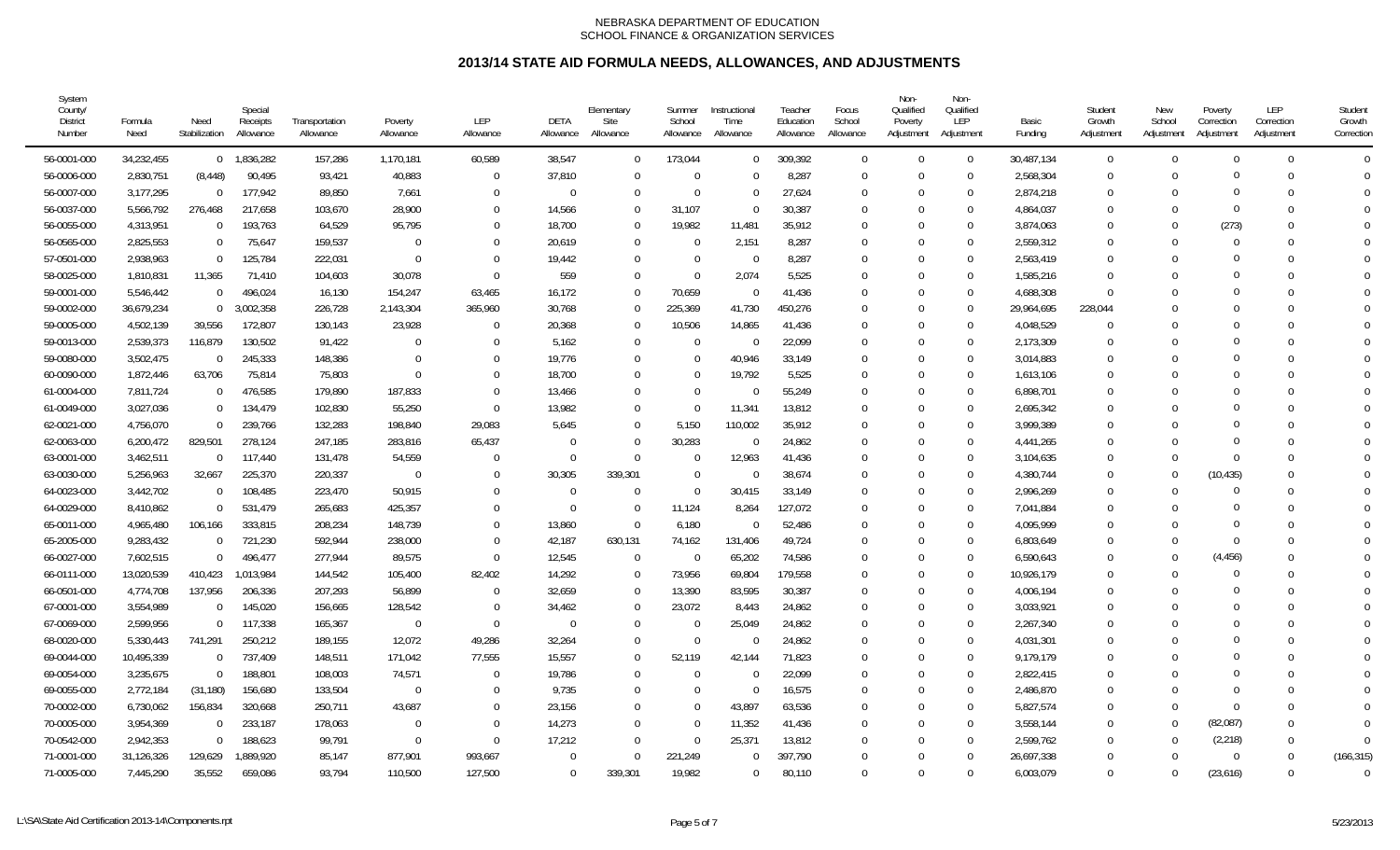NEBRASKA DEPARTMENT OF EDUCATION
SCHOOL FINANCE & ORGANIZATION SERVICES

# 2013/14 STATE AID FORMULA NEEDS, ALLOWANCES, AND ADJUSTMENTS

| System County/ District Number | Formula Need | Need Stabilization | Special Receipts Allowance | Transportation Allowance | Poverty Allowance | LEP Allowance | DETA Allowance | Elementary Site Allowance | Summer School Allowance | Instructional Time Allowance | Teacher Education Allowance | Focus School Allowance | Non-Qualified Poverty Adjustment | Non-Qualified LEP Adjustment | Basic Funding | Student Growth Adjustment | New School Adjustment | Poverty Correction Adjustment | LEP Correction Adjustment | Student Growth Correction |
|---|---|---|---|---|---|---|---|---|---|---|---|---|---|---|---|---|---|---|---|---|
| 56-0001-000 | 34,232,455 | 0 | 1,836,282 | 157,286 | 1,170,181 | 60,589 | 38,547 | 0 | 173,044 | 0 | 309,392 | 0 | 0 | 0 | 30,487,134 | 0 | 0 | 0 | 0 | 0 |
| 56-0006-000 | 2,830,751 | (8,448) | 90,495 | 93,421 | 40,883 | 0 | 37,810 | 0 | 0 | 0 | 8,287 | 0 | 0 | 0 | 2,568,304 | 0 | 0 | 0 | 0 | 0 |
| 56-0007-000 | 3,177,295 | 0 | 177,942 | 89,850 | 7,661 | 0 | 0 | 0 | 0 | 0 | 27,624 | 0 | 0 | 0 | 2,874,218 | 0 | 0 | 0 | 0 | 0 |
| 56-0037-000 | 5,566,792 | 276,468 | 217,658 | 103,670 | 28,900 | 0 | 14,566 | 0 | 31,107 | 0 | 30,387 | 0 | 0 | 0 | 4,864,037 | 0 | 0 | 0 | 0 | 0 |
| 56-0055-000 | 4,313,951 | 0 | 193,763 | 64,529 | 95,795 | 0 | 18,700 | 0 | 19,982 | 11,481 | 35,912 | 0 | 0 | 0 | 3,874,063 | 0 | 0 | (273) | 0 | 0 |
| 56-0565-000 | 2,825,553 | 0 | 75,647 | 159,537 | 0 | 0 | 20,619 | 0 | 0 | 2,151 | 8,287 | 0 | 0 | 0 | 2,559,312 | 0 | 0 | 0 | 0 | 0 |
| 57-0501-000 | 2,938,963 | 0 | 125,784 | 222,031 | 0 | 0 | 19,442 | 0 | 0 | 0 | 8,287 | 0 | 0 | 0 | 2,563,419 | 0 | 0 | 0 | 0 | 0 |
| 58-0025-000 | 1,810,831 | 11,365 | 71,410 | 104,603 | 30,078 | 0 | 559 | 0 | 0 | 2,074 | 5,525 | 0 | 0 | 0 | 1,585,216 | 0 | 0 | 0 | 0 | 0 |
| 59-0001-000 | 5,546,442 | 0 | 496,024 | 16,130 | 154,247 | 63,465 | 16,172 | 0 | 70,659 | 0 | 41,436 | 0 | 0 | 0 | 4,688,308 | 0 | 0 | 0 | 0 | 0 |
| 59-0002-000 | 36,679,234 | 0 | 3,002,358 | 226,728 | 2,143,304 | 365,960 | 30,768 | 0 | 225,369 | 41,730 | 450,276 | 0 | 0 | 0 | 29,964,695 | 228,044 | 0 | 0 | 0 | 0 |
| 59-0005-000 | 4,502,139 | 39,556 | 172,807 | 130,143 | 23,928 | 0 | 20,368 | 0 | 10,506 | 14,865 | 41,436 | 0 | 0 | 0 | 4,048,529 | 0 | 0 | 0 | 0 | 0 |
| 59-0013-000 | 2,539,373 | 116,879 | 130,502 | 91,422 | 0 | 0 | 5,162 | 0 | 0 | 0 | 22,099 | 0 | 0 | 0 | 2,173,309 | 0 | 0 | 0 | 0 | 0 |
| 59-0080-000 | 3,502,475 | 0 | 245,333 | 148,386 | 0 | 0 | 19,776 | 0 | 0 | 40,946 | 33,149 | 0 | 0 | 0 | 3,014,883 | 0 | 0 | 0 | 0 | 0 |
| 60-0090-000 | 1,872,446 | 63,706 | 75,814 | 75,803 | 0 | 0 | 18,700 | 0 | 0 | 19,792 | 5,525 | 0 | 0 | 0 | 1,613,106 | 0 | 0 | 0 | 0 | 0 |
| 61-0004-000 | 7,811,724 | 0 | 476,585 | 179,890 | 187,833 | 0 | 13,466 | 0 | 0 | 0 | 55,249 | 0 | 0 | 0 | 6,898,701 | 0 | 0 | 0 | 0 | 0 |
| 61-0049-000 | 3,027,036 | 0 | 134,479 | 102,830 | 55,250 | 0 | 13,982 | 0 | 0 | 11,341 | 13,812 | 0 | 0 | 0 | 2,695,342 | 0 | 0 | 0 | 0 | 0 |
| 62-0021-000 | 4,756,070 | 0 | 239,766 | 132,283 | 198,840 | 29,083 | 5,645 | 0 | 5,150 | 110,002 | 35,912 | 0 | 0 | 0 | 3,999,389 | 0 | 0 | 0 | 0 | 0 |
| 62-0063-000 | 6,200,472 | 829,501 | 278,124 | 247,185 | 283,816 | 65,437 | 0 | 0 | 30,283 | 0 | 24,862 | 0 | 0 | 0 | 4,441,265 | 0 | 0 | 0 | 0 | 0 |
| 63-0001-000 | 3,462,511 | 0 | 117,440 | 131,478 | 54,559 | 0 | 0 | 0 | 0 | 12,963 | 41,436 | 0 | 0 | 0 | 3,104,635 | 0 | 0 | 0 | 0 | 0 |
| 63-0030-000 | 5,256,963 | 32,667 | 225,370 | 220,337 | 0 | 0 | 30,305 | 339,301 | 0 | 0 | 38,674 | 0 | 0 | 0 | 4,380,744 | 0 | 0 | (10,435) | 0 | 0 |
| 64-0023-000 | 3,442,702 | 0 | 108,485 | 223,470 | 50,915 | 0 | 0 | 0 | 0 | 30,415 | 33,149 | 0 | 0 | 0 | 2,996,269 | 0 | 0 | 0 | 0 | 0 |
| 64-0029-000 | 8,410,862 | 0 | 531,479 | 265,683 | 425,357 | 0 | 0 | 0 | 11,124 | 8,264 | 127,072 | 0 | 0 | 0 | 7,041,884 | 0 | 0 | 0 | 0 | 0 |
| 65-0011-000 | 4,965,480 | 106,166 | 333,815 | 208,234 | 148,739 | 0 | 13,860 | 0 | 6,180 | 0 | 52,486 | 0 | 0 | 0 | 4,095,999 | 0 | 0 | 0 | 0 | 0 |
| 65-2005-000 | 9,283,432 | 0 | 721,230 | 592,944 | 238,000 | 0 | 42,187 | 630,131 | 74,162 | 131,406 | 49,724 | 0 | 0 | 0 | 6,803,649 | 0 | 0 | 0 | 0 | 0 |
| 66-0027-000 | 7,602,515 | 0 | 496,477 | 277,944 | 89,575 | 0 | 12,545 | 0 | 0 | 65,202 | 74,586 | 0 | 0 | 0 | 6,590,643 | 0 | 0 | (4,456) | 0 | 0 |
| 66-0111-000 | 13,020,539 | 410,423 | 1,013,984 | 144,542 | 105,400 | 82,402 | 14,292 | 0 | 73,956 | 69,804 | 179,558 | 0 | 0 | 0 | 10,926,179 | 0 | 0 | 0 | 0 | 0 |
| 66-0501-000 | 4,774,708 | 137,956 | 206,336 | 207,293 | 56,899 | 0 | 32,659 | 0 | 13,390 | 83,595 | 30,387 | 0 | 0 | 0 | 4,006,194 | 0 | 0 | 0 | 0 | 0 |
| 67-0001-000 | 3,554,989 | 0 | 145,020 | 156,665 | 128,542 | 0 | 34,462 | 0 | 23,072 | 8,443 | 24,862 | 0 | 0 | 0 | 3,033,921 | 0 | 0 | 0 | 0 | 0 |
| 67-0069-000 | 2,599,956 | 0 | 117,338 | 165,367 | 0 | 0 | 0 | 0 | 0 | 25,049 | 24,862 | 0 | 0 | 0 | 2,267,340 | 0 | 0 | 0 | 0 | 0 |
| 68-0020-000 | 5,330,443 | 741,291 | 250,212 | 189,155 | 12,072 | 49,286 | 32,264 | 0 | 0 | 0 | 24,862 | 0 | 0 | 0 | 4,031,301 | 0 | 0 | 0 | 0 | 0 |
| 69-0044-000 | 10,495,339 | 0 | 737,409 | 148,511 | 171,042 | 77,555 | 15,557 | 0 | 52,119 | 42,144 | 71,823 | 0 | 0 | 0 | 9,179,179 | 0 | 0 | 0 | 0 | 0 |
| 69-0054-000 | 3,235,675 | 0 | 188,801 | 108,003 | 74,571 | 0 | 19,786 | 0 | 0 | 0 | 22,099 | 0 | 0 | 0 | 2,822,415 | 0 | 0 | 0 | 0 | 0 |
| 69-0055-000 | 2,772,184 | (31,180) | 156,680 | 133,504 | 0 | 0 | 9,735 | 0 | 0 | 0 | 16,575 | 0 | 0 | 0 | 2,486,870 | 0 | 0 | 0 | 0 | 0 |
| 70-0002-000 | 6,730,062 | 156,834 | 320,668 | 250,711 | 43,687 | 0 | 23,156 | 0 | 0 | 43,897 | 63,536 | 0 | 0 | 0 | 5,827,574 | 0 | 0 | 0 | 0 | 0 |
| 70-0005-000 | 3,954,369 | 0 | 233,187 | 178,063 | 0 | 0 | 14,273 | 0 | 0 | 11,352 | 41,436 | 0 | 0 | 0 | 3,558,144 | 0 | 0 | (82,087) | 0 | 0 |
| 70-0542-000 | 2,942,353 | 0 | 188,623 | 99,791 | 0 | 0 | 17,212 | 0 | 0 | 25,371 | 13,812 | 0 | 0 | 0 | 2,599,762 | 0 | 0 | (2,218) | 0 | 0 |
| 71-0001-000 | 31,126,326 | 129,629 | 1,889,920 | 85,147 | 877,901 | 993,667 | 0 | 0 | 221,249 | 0 | 397,790 | 0 | 0 | 0 | 26,697,338 | 0 | 0 | 0 | 0 | (166,315) |
| 71-0005-000 | 7,445,290 | 35,552 | 659,086 | 93,794 | 110,500 | 127,500 | 0 | 339,301 | 19,982 | 0 | 80,110 | 0 | 0 | 0 | 6,003,079 | 0 | 0 | (23,616) | 0 | 0 |

L:\SA\State Aid Certification 2013-14\Components.rpt 5/23/2013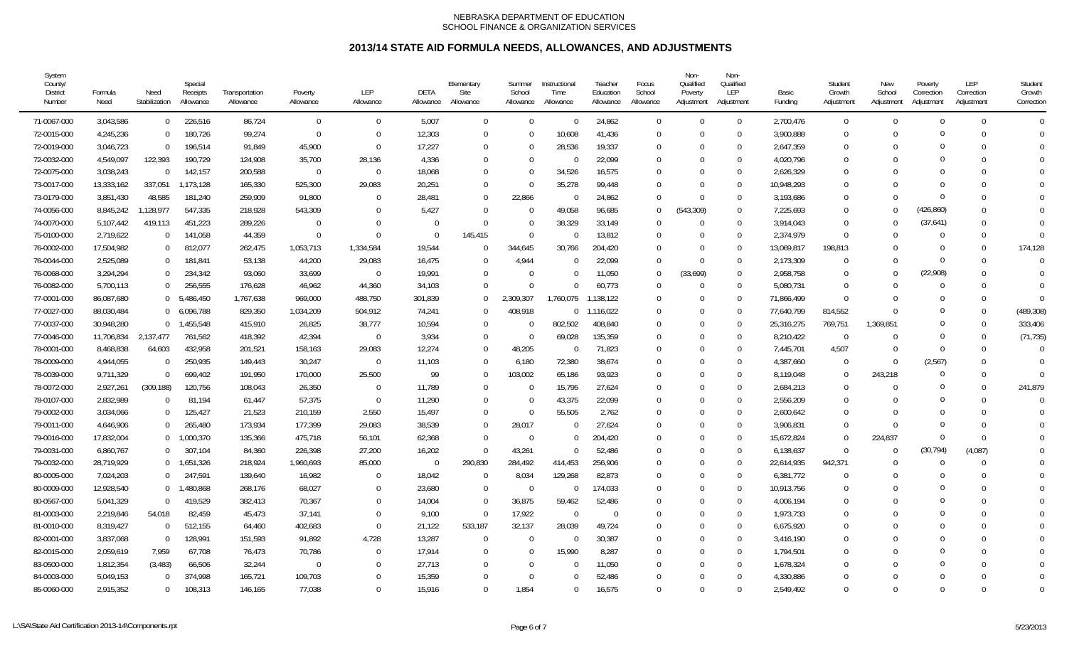NEBRASKA DEPARTMENT OF EDUCATION
SCHOOL FINANCE & ORGANIZATION SERVICES

# 2013/14 STATE AID FORMULA NEEDS, ALLOWANCES, AND ADJUSTMENTS

| System County/ District Number | Formula Need | Need Stabilization | Special Receipts Allowance | Transportation Allowance | Poverty Allowance | LEP Allowance | DETA Allowance | Elementary Site Allowance | Summer School Allowance | Instructional Time Allowance | Teacher Education Allowance | Focus School Allowance | Non-Qualified Poverty Adjustment | Non-Qualified LEP Adjustment | Basic Funding | Student Growth Adjustment | New School Adjustment | Poverty Correction Adjustment | LEP Correction Adjustment | Student Growth Correction |
|---|---|---|---|---|---|---|---|---|---|---|---|---|---|---|---|---|---|---|---|---|
| 71-0067-000 | 3,043,586 | 0 | 226,516 | 86,724 | 0 | 0 | 5,007 | 0 | 0 | 0 | 24,862 | 0 | 0 | 0 | 2,700,476 | 0 | 0 | 0 | 0 | 0 |
| 72-0015-000 | 4,245,236 | 0 | 180,726 | 99,274 | 0 | 0 | 12,303 | 0 | 0 | 10,608 | 41,436 | 0 | 0 | 0 | 3,900,888 | 0 | 0 | 0 | 0 | 0 |
| 72-0019-000 | 3,046,723 | 0 | 196,514 | 91,849 | 45,900 | 0 | 17,227 | 0 | 0 | 28,536 | 19,337 | 0 | 0 | 0 | 2,647,359 | 0 | 0 | 0 | 0 | 0 |
| 72-0032-000 | 4,549,097 | 122,393 | 190,729 | 124,908 | 35,700 | 28,136 | 4,336 | 0 | 0 | 0 | 22,099 | 0 | 0 | 0 | 4,020,796 | 0 | 0 | 0 | 0 | 0 |
| 72-0075-000 | 3,038,243 | 0 | 142,157 | 200,588 | 0 | 0 | 18,068 | 0 | 0 | 34,526 | 16,575 | 0 | 0 | 0 | 2,626,329 | 0 | 0 | 0 | 0 | 0 |
| 73-0017-000 | 13,333,162 | 337,051 | 1,173,128 | 165,330 | 525,300 | 29,083 | 20,251 | 0 | 0 | 35,278 | 99,448 | 0 | 0 | 0 | 10,948,293 | 0 | 0 | 0 | 0 | 0 |
| 73-0179-000 | 3,851,430 | 48,585 | 181,240 | 259,909 | 91,800 | 0 | 28,481 | 0 | 22,866 | 0 | 24,862 | 0 | 0 | 0 | 3,193,686 | 0 | 0 | 0 | 0 | 0 |
| 74-0056-000 | 8,845,242 | 1,128,977 | 547,335 | 218,928 | 543,309 | 0 | 5,427 | 0 | 0 | 49,058 | 96,685 | 0 | (543,309) | 0 | 7,225,693 | 0 | 0 | (426,860) | 0 | 0 |
| 74-0070-000 | 5,107,442 | 419,113 | 451,223 | 289,226 | 0 | 0 | 0 | 0 | 0 | 38,329 | 33,149 | 0 | 0 | 0 | 3,914,043 | 0 | 0 | (37,641) | 0 | 0 |
| 75-0100-000 | 2,719,622 | 0 | 141,058 | 44,359 | 0 | 0 | 0 | 145,415 | 0 | 0 | 13,812 | 0 | 0 | 0 | 2,374,979 | 0 | 0 | 0 | 0 | 0 |
| 76-0002-000 | 17,504,982 | 0 | 812,077 | 262,475 | 1,053,713 | 1,334,584 | 19,544 | 0 | 344,645 | 30,766 | 204,420 | 0 | 0 | 0 | 13,069,817 | 198,813 | 0 | 0 | 0 | 174,128 |
| 76-0044-000 | 2,525,089 | 0 | 181,841 | 53,138 | 44,200 | 29,083 | 16,475 | 0 | 4,944 | 0 | 22,099 | 0 | 0 | 0 | 2,173,309 | 0 | 0 | 0 | 0 | 0 |
| 76-0068-000 | 3,294,294 | 0 | 234,342 | 93,060 | 33,699 | 0 | 19,991 | 0 | 0 | 0 | 11,050 | 0 | (33,699) | 0 | 2,958,758 | 0 | 0 | (22,908) | 0 | 0 |
| 76-0082-000 | 5,700,113 | 0 | 256,555 | 176,628 | 46,962 | 44,360 | 34,103 | 0 | 0 | 0 | 60,773 | 0 | 0 | 0 | 5,080,731 | 0 | 0 | 0 | 0 | 0 |
| 77-0001-000 | 86,087,680 | 0 | 5,486,450 | 1,767,638 | 969,000 | 488,750 | 301,839 | 0 | 2,309,307 | 1,760,075 | 1,138,122 | 0 | 0 | 0 | 71,866,499 | 0 | 0 | 0 | 0 | 0 |
| 77-0027-000 | 88,030,484 | 0 | 6,096,788 | 829,350 | 1,034,209 | 504,912 | 74,241 | 0 | 408,918 | 0 | 1,116,022 | 0 | 0 | 0 | 77,640,799 | 814,552 | 0 | 0 | 0 | (489,308) |
| 77-0037-000 | 30,948,280 | 0 | 1,455,548 | 415,910 | 26,825 | 38,777 | 10,594 | 0 | 0 | 802,502 | 408,840 | 0 | 0 | 0 | 25,316,275 | 769,751 | 1,369,851 | 0 | 0 | 333,406 |
| 77-0046-000 | 11,706,834 | 2,137,477 | 761,562 | 418,392 | 42,394 | 0 | 3,934 | 0 | 0 | 69,028 | 135,359 | 0 | 0 | 0 | 8,210,422 | 0 | 0 | 0 | 0 | (71,735) |
| 78-0001-000 | 8,468,838 | 64,603 | 432,958 | 201,521 | 158,163 | 29,083 | 12,274 | 0 | 48,205 | 0 | 71,823 | 0 | 0 | 0 | 7,445,701 | 4,507 | 0 | 0 | 0 | 0 |
| 78-0009-000 | 4,944,055 | 0 | 250,935 | 149,443 | 30,247 | 0 | 11,103 | 0 | 6,180 | 72,380 | 38,674 | 0 | 0 | 0 | 4,387,660 | 0 | 0 | (2,567) | 0 | 0 |
| 78-0039-000 | 9,711,329 | 0 | 699,402 | 191,950 | 170,000 | 25,500 | 99 | 0 | 103,002 | 65,186 | 93,923 | 0 | 0 | 0 | 8,119,048 | 0 | 243,218 | 0 | 0 | 0 |
| 78-0072-000 | 2,927,261 | (309,188) | 120,756 | 108,043 | 26,350 | 0 | 11,789 | 0 | 0 | 15,795 | 27,624 | 0 | 0 | 0 | 2,684,213 | 0 | 0 | 0 | 0 | 241,879 |
| 78-0107-000 | 2,832,989 | 0 | 81,194 | 61,447 | 57,375 | 0 | 11,290 | 0 | 0 | 43,375 | 22,099 | 0 | 0 | 0 | 2,556,209 | 0 | 0 | 0 | 0 | 0 |
| 79-0002-000 | 3,034,066 | 0 | 125,427 | 21,523 | 210,159 | 2,550 | 15,497 | 0 | 0 | 55,505 | 2,762 | 0 | 0 | 0 | 2,600,642 | 0 | 0 | 0 | 0 | 0 |
| 79-0011-000 | 4,646,906 | 0 | 265,480 | 173,934 | 177,399 | 29,083 | 38,539 | 0 | 28,017 | 0 | 27,624 | 0 | 0 | 0 | 3,906,831 | 0 | 0 | 0 | 0 | 0 |
| 79-0016-000 | 17,832,004 | 0 | 1,000,370 | 135,366 | 475,718 | 56,101 | 62,368 | 0 | 0 | 0 | 204,420 | 0 | 0 | 0 | 15,672,824 | 0 | 224,837 | 0 | 0 | 0 |
| 79-0031-000 | 6,860,767 | 0 | 307,104 | 84,360 | 226,398 | 27,200 | 16,202 | 0 | 43,261 | 0 | 52,486 | 0 | 0 | 0 | 6,138,637 | 0 | 0 | (30,794) | (4,087) | 0 |
| 79-0032-000 | 28,719,929 | 0 | 1,651,326 | 218,924 | 1,960,693 | 85,000 | 0 | 290,830 | 284,492 | 414,453 | 256,906 | 0 | 0 | 0 | 22,614,935 | 942,371 | 0 | 0 | 0 | 0 |
| 80-0005-000 | 7,024,203 | 0 | 247,591 | 139,640 | 16,982 | 0 | 18,042 | 0 | 8,034 | 129,268 | 82,873 | 0 | 0 | 0 | 6,381,772 | 0 | 0 | 0 | 0 | 0 |
| 80-0009-000 | 12,928,540 | 0 | 1,480,868 | 268,176 | 68,027 | 0 | 23,680 | 0 | 0 | 0 | 174,033 | 0 | 0 | 0 | 10,913,756 | 0 | 0 | 0 | 0 | 0 |
| 80-0567-000 | 5,041,329 | 0 | 419,529 | 382,413 | 70,367 | 0 | 14,004 | 0 | 36,875 | 59,462 | 52,486 | 0 | 0 | 0 | 4,006,194 | 0 | 0 | 0 | 0 | 0 |
| 81-0003-000 | 2,219,846 | 54,018 | 82,459 | 45,473 | 37,141 | 0 | 9,100 | 0 | 17,922 | 0 | 0 | 0 | 0 | 0 | 1,973,733 | 0 | 0 | 0 | 0 | 0 |
| 81-0010-000 | 8,319,427 | 0 | 512,155 | 64,460 | 402,683 | 0 | 21,122 | 533,187 | 32,137 | 28,039 | 49,724 | 0 | 0 | 0 | 6,675,920 | 0 | 0 | 0 | 0 | 0 |
| 82-0001-000 | 3,837,068 | 0 | 128,991 | 151,593 | 91,892 | 4,728 | 13,287 | 0 | 0 | 0 | 30,387 | 0 | 0 | 0 | 3,416,190 | 0 | 0 | 0 | 0 | 0 |
| 82-0015-000 | 2,059,619 | 7,959 | 67,708 | 76,473 | 70,786 | 0 | 17,914 | 0 | 0 | 15,990 | 8,287 | 0 | 0 | 0 | 1,794,501 | 0 | 0 | 0 | 0 | 0 |
| 83-0500-000 | 1,812,354 | (3,483) | 66,506 | 32,244 | 0 | 0 | 27,713 | 0 | 0 | 0 | 11,050 | 0 | 0 | 0 | 1,678,324 | 0 | 0 | 0 | 0 | 0 |
| 84-0003-000 | 5,049,153 | 0 | 374,998 | 165,721 | 109,703 | 0 | 15,359 | 0 | 0 | 0 | 52,486 | 0 | 0 | 0 | 4,330,886 | 0 | 0 | 0 | 0 | 0 |
| 85-0060-000 | 2,915,352 | 0 | 108,313 | 146,165 | 77,038 | 0 | 15,916 | 0 | 1,854 | 0 | 16,575 | 0 | 0 | 0 | 2,549,492 | 0 | 0 | 0 | 0 | 0 |

L:\SA\State Aid Certification 2013-14\Components.rpt 5/23/2013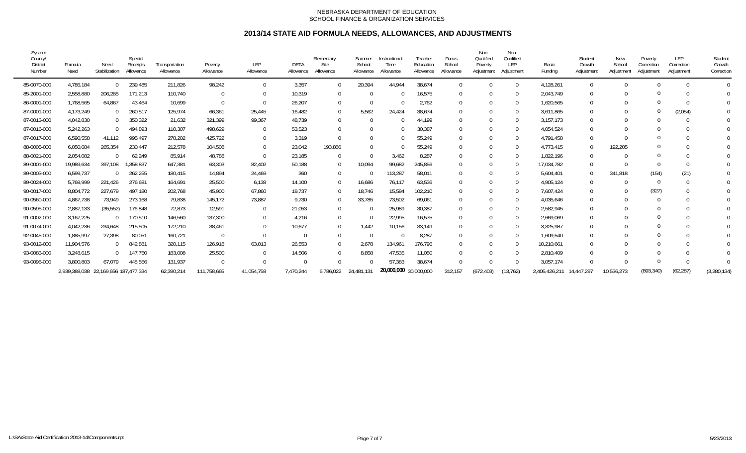NEBRASKA DEPARTMENT OF EDUCATION
SCHOOL FINANCE & ORGANIZATION SERVICES

## 2013/14 STATE AID FORMULA NEEDS, ALLOWANCES, AND ADJUSTMENTS

| System County/ District Number | Formula Need | Need Stabilization | Special Receipts Allowance | Transportation Allowance | Poverty Allowance | LEP Allowance | DETA Allowance | Elementary Site Allowance | Summer School Allowance | Instructional Time Allowance | Teacher Education Allowance | Focus School Allowance | Non-Qualified Poverty Adjustment | Non-Qualified LEP Adjustment | Basic Funding | Student Growth Adjustment | New School Adjustment | Poverty Correction Adjustment | LEP Correction Adjustment | Student Growth Correction |
|---|---|---|---|---|---|---|---|---|---|---|---|---|---|---|---|---|---|---|---|---|
| 85-0070-000 | 4,785,184 | 0 | 239,485 | 211,826 | 98,242 | 0 | 3,357 | 0 | 20,394 | 44,944 | 38,674 | 0 | 0 | 0 | 4,128,261 | 0 | 0 | 0 | 0 | 0 |
| 85-2001-000 | 2,558,880 | 206,285 | 171,213 | 110,740 | 0 | 0 | 10,319 | 0 | 0 | 0 | 16,575 | 0 | 0 | 0 | 2,043,749 | 0 | 0 | 0 | 0 | 0 |
| 86-0001-000 | 1,768,565 | 64,867 | 43,464 | 10,699 | 0 | 0 | 26,207 | 0 | 0 | 0 | 2,762 | 0 | 0 | 0 | 1,620,565 | 0 | 0 | 0 | 0 | 0 |
| 87-0001-000 | 4,173,249 | 0 | 260,517 | 125,974 | 66,361 | 25,445 | 16,482 | 0 | 5,562 | 24,424 | 38,674 | 0 | 0 | 0 | 3,611,865 | 0 | 0 | 0 | (2,054) | 0 |
| 87-0013-000 | 4,042,830 | 0 | 350,322 | 21,632 | 321,399 | 99,367 | 48,739 | 0 | 0 | 0 | 44,199 | 0 | 0 | 0 | 3,157,173 | 0 | 0 | 0 | 0 | 0 |
| 87-0016-000 | 5,242,263 | 0 | 494,893 | 110,307 | 498,629 | 0 | 53,523 | 0 | 0 | 0 | 30,387 | 0 | 0 | 0 | 4,054,524 | 0 | 0 | 0 | 0 | 0 |
| 87-0017-000 | 6,590,558 | 41,112 | 995,497 | 278,202 | 425,722 | 0 | 3,319 | 0 | 0 | 0 | 55,249 | 0 | 0 | 0 | 4,791,458 | 0 | 0 | 0 | 0 | 0 |
| 88-0005-000 | 6,050,684 | 265,354 | 230,447 | 212,578 | 104,508 | 0 | 23,042 | 193,886 | 0 | 0 | 55,249 | 0 | 0 | 0 | 4,773,415 | 0 | 192,205 | 0 | 0 | 0 |
| 88-0021-000 | 2,054,082 | 0 | 62,249 | 85,914 | 48,788 | 0 | 23,185 | 0 | 0 | 3,462 | 8,287 | 0 | 0 | 0 | 1,822,196 | 0 | 0 | 0 | 0 | 0 |
| 89-0001-000 | 19,989,634 | 397,108 | 1,358,837 | 647,381 | 63,303 | 82,402 | 50,188 | 0 | 10,094 | 99,682 | 245,856 | 0 | 0 | 0 | 17,034,782 | 0 | 0 | 0 | 0 | 0 |
| 89-0003-000 | 6,599,737 | 0 | 262,255 | 180,415 | 14,894 | 24,469 | 360 | 0 | 0 | 113,287 | 58,011 | 0 | 0 | 0 | 5,604,401 | 0 | 341,818 | (154) | (21) | 0 |
| 89-0024-000 | 5,769,999 | 221,426 | 276,681 | 164,691 | 25,500 | 6,138 | 14,100 | 0 | 16,686 | 76,117 | 63,536 | 0 | 0 | 0 | 4,905,124 | 0 | 0 | 0 | 0 | 0 |
| 90-0017-000 | 8,804,772 | 227,679 | 497,180 | 202,768 | 45,900 | 67,860 | 19,737 | 0 | 18,746 | 15,594 | 102,210 | 0 | 0 | 0 | 7,607,424 | 0 | 0 | (327) | 0 | 0 |
| 90-0560-000 | 4,867,738 | 73,949 | 273,168 | 79,838 | 145,172 | 73,887 | 9,730 | 0 | 33,785 | 73,502 | 69,061 | 0 | 0 | 0 | 4,035,646 | 0 | 0 | 0 | 0 | 0 |
| 90-0595-000 | 2,887,133 | (35,552) | 176,848 | 72,873 | 12,591 | 0 | 21,053 | 0 | 0 | 25,989 | 30,387 | 0 | 0 | 0 | 2,582,945 | 0 | 0 | 0 | 0 | 0 |
| 91-0002-000 | 3,167,225 | 0 | 170,510 | 146,560 | 137,300 | 0 | 4,216 | 0 | 0 | 22,995 | 16,575 | 0 | 0 | 0 | 2,669,069 | 0 | 0 | 0 | 0 | 0 |
| 91-0074-000 | 4,042,236 | 234,648 | 215,505 | 172,210 | 38,461 | 0 | 10,677 | 0 | 1,442 | 10,156 | 33,149 | 0 | 0 | 0 | 3,325,987 | 0 | 0 | 0 | 0 | 0 |
| 92-0045-000 | 1,885,997 | 27,398 | 80,051 | 160,721 | 0 | 0 | 0 | 0 | 0 | 0 | 8,287 | 0 | 0 | 0 | 1,609,540 | 0 | 0 | 0 | 0 | 0 |
| 93-0012-000 | 11,904,576 | 0 | 842,881 | 320,115 | 126,918 | 63,013 | 26,553 | 0 | 2,678 | 134,961 | 176,796 | 0 | 0 | 0 | 10,210,661 | 0 | 0 | 0 | 0 | 0 |
| 93-0083-000 | 3,248,615 | 0 | 147,750 | 183,008 | 25,500 | 0 | 14,506 | 0 | 8,858 | 47,535 | 11,050 | 0 | 0 | 0 | 2,810,409 | 0 | 0 | 0 | 0 | 0 |
| 93-0096-000 | 3,800,803 | 67,079 | 448,556 | 131,937 | 0 | 0 | 0 | 0 | 0 | 57,383 | 38,674 | 0 | 0 | 0 | 3,057,174 | 0 | 0 | 0 | 0 | 0 |
| | 2,939,388,038 | 22,169,656 | 187,477,334 | 62,390,214 | 111,758,665 | 41,054,758 | 7,470,244 | 6,786,022 | 24,481,131 | 20,000,000 | 30,000,000 | 312,157 | (672,403) | (13,762) | 2,405,426,211 | 14,447,297 | 10,536,273 | (893,340) | (62,287) | (3,280,134) |

L:\SA\State Aid Certification 2013-14\Components.rpt

5/23/2013